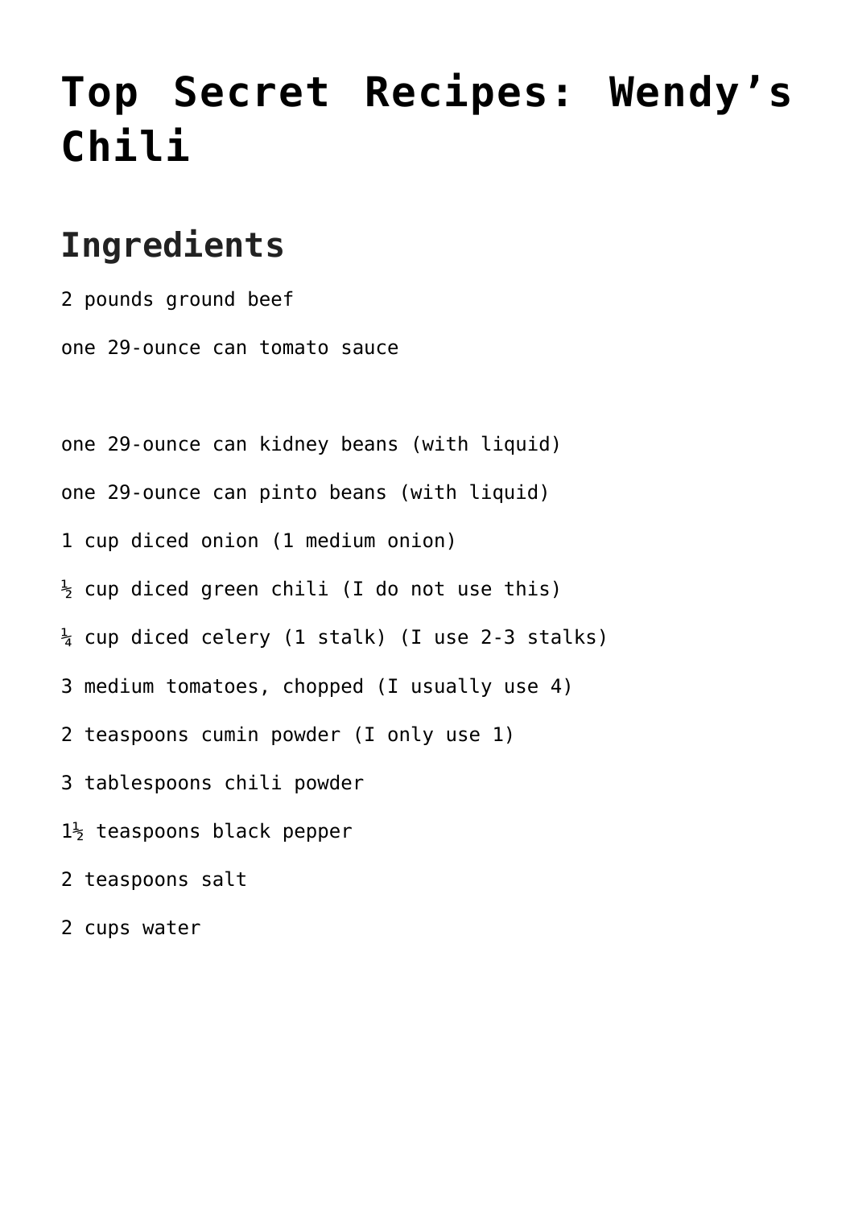# Top Secret Recipes: Wendy's Chili

## Ingredients

2 pounds ground beef

one 29-ounce can tomato sauce

one 29-ounce can kidney beans (with liquid)

one 29-ounce can pinto beans (with liquid)

1 cup diced onion (1 medium onion)

½ cup diced green chili (I do not use this)

¼ cup diced celery (1 stalk) (I use 2-3 stalks)

3 medium tomatoes, chopped (I usually use 4)

2 teaspoons cumin powder (I only use 1)

3 tablespoons chili powder

1½ teaspoons black pepper

2 teaspoons salt

2 cups water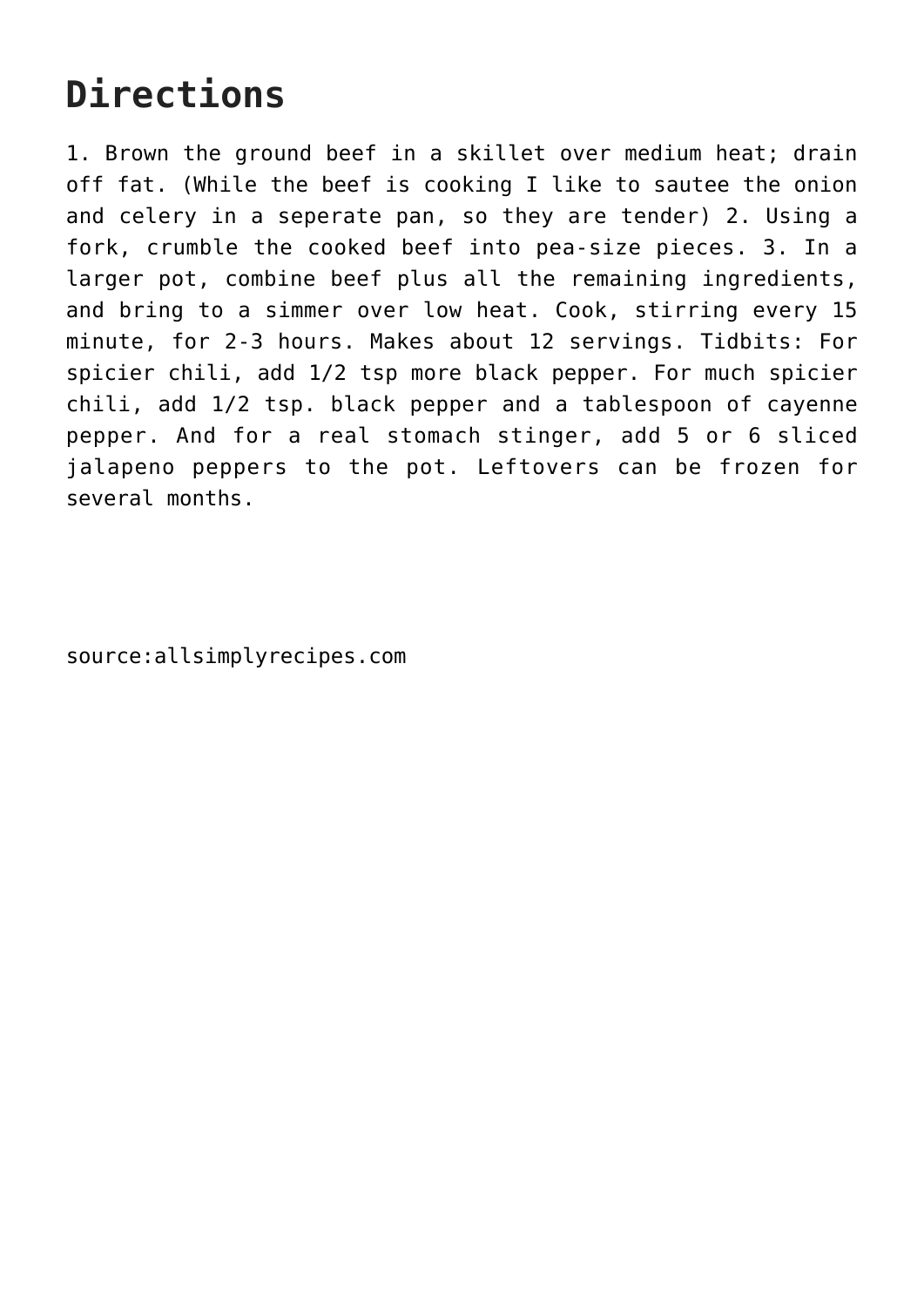## Directions

1. Brown the ground beef in a skillet over medium heat; drain off fat. (While the beef is cooking I like to sautee the onion and celery in a seperate pan, so they are tender) 2. Using a fork, crumble the cooked beef into pea-size pieces. 3. In a larger pot, combine beef plus all the remaining ingredients, and bring to a simmer over low heat. Cook, stirring every 15 minute, for 2-3 hours. Makes about 12 servings. Tidbits: For spicier chili, add 1/2 tsp more black pepper. For much spicier chili, add 1/2 tsp. black pepper and a tablespoon of cayenne pepper. And for a real stomach stinger, add 5 or 6 sliced jalapeno peppers to the pot. Leftovers can be frozen for several months.

source:allsimplyrecipes.com